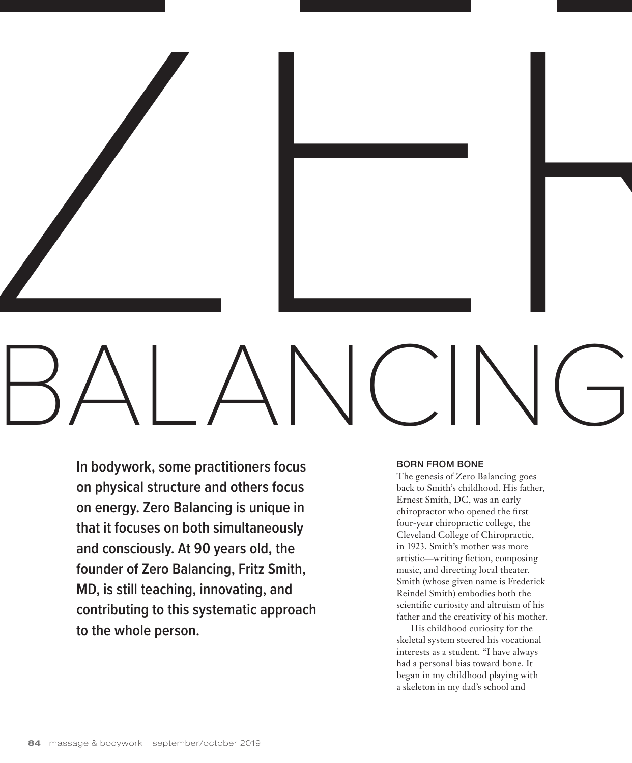# ZERO BALANCING

**In bodywork, some practitioners focus on physical structure and others focus on energy. Zero Balancing is unique in that it focuses on both simultaneously and consciously. At 90 years old, the founder of Zero Balancing, Fritz Smith, MD, is still teaching, innovating, and contributing to this systematic approach to the whole person.**

## BORN FROM BONE

The genesis of Zero Balancing goes back to Smith's childhood. His father, Ernest Smith, DC, was an early chiropractor who opened the first four-year chiropractic college, the Cleveland College of Chiropractic, in 1923. Smith's mother was more artistic—writing fiction, composing music, and directing local theater. Smith (whose given name is Frederick Reindel Smith) embodies both the scientific curiosity and altruism of his father and the creativity of his mother.

His childhood curiosity for the skeletal system steered his vocational interests as a student. "I have always had a personal bias toward bone. It began in my childhood playing with a skeleton in my dad's school and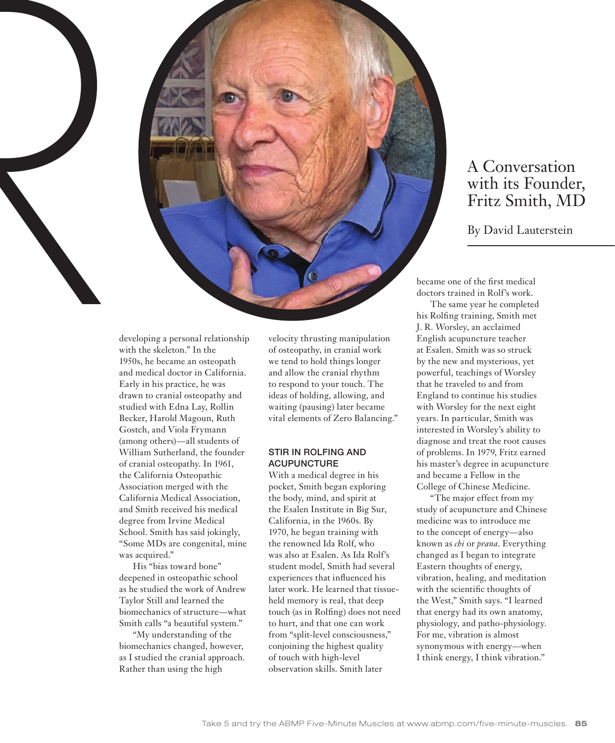# A Conversation with its Founder, Fritz Smith, MD

By David Lauterstein

developing a personal relationship with the skeleton." In the 1950s, he became an osteopath and medical doctor in California. Early in his practice, he was drawn to cranial osteopathy and studied with Edna Lay, Rollin Becker, Harold Magoun, Ruth Gostch, and Viola Frymann (among others)—all students of William Sutherland, the founder of cranial osteopathy. In 1961, the California Osteopathic Association merged with the California Medical Association, and Smith received his medical degree from Irvine Medical School. Smith has said jokingly, "Some MDs are congenital, mine was acquired."

His "bias toward bone" deepened in osteopathic school as he studied the work of Andrew Taylor Still and learned the biomechanics of structure—what Smith calls "a beautiful system."

"My understanding of the biomechanics changed, however, as I studied the cranial approach. Rather than using the high velocity thrusting manipulation of osteopathy, in cranial work we tend to hold things longer and allow the cranial rhythm to respond to your touch. The ideas of holding, allowing, and waiting (pausing) later became vital elements of Zero Balancing."

## STIR IN ROLFING AND ACUPUNCTURE

With a medical degree in his pocket, Smith began exploring the body, mind, and spirit at the Esalen Institute in Big Sur, California, in the 1960s. By 1970, he began training with the renowned Ida Rolf, who was also at Esalen. As Ida Rolf's student model, Smith had several experiences that influenced his later work. He learned that tissue-held memory is real, that deep touch (as in Rolfing) does not need to hurt, and that one can work from "split-level consciousness," conjoining the highest quality of touch with high-level observation skills. Smith later became one of the first medical doctors trained in Rolf's work.

The same year he completed his Rolfing training, Smith met J. R. Worsley, an acclaimed English acupuncture teacher at Esalen. Smith was so struck by the new and mysterious, yet powerful, teachings of Worsley that he traveled to and from England to continue his studies with Worsley for the next eight years. In particular, Smith was interested in Worsley's ability to diagnose and treat the root causes of problems. In 1979, Fritz earned his master's degree in acupuncture and became a Fellow in the College of Chinese Medicine.

"The major effect from my study of acupuncture and Chinese medicine was to introduce me to the concept of energy—also known as *chi* or *prana*. Everything changed as I began to integrate Eastern thoughts of energy, vibration, healing, and meditation with the scientific thoughts of the West," Smith says. "I learned that energy had its own anatomy, physiology, and patho-physiology. For me, vibration is almost synonymous with energy—when I think energy, I think vibration."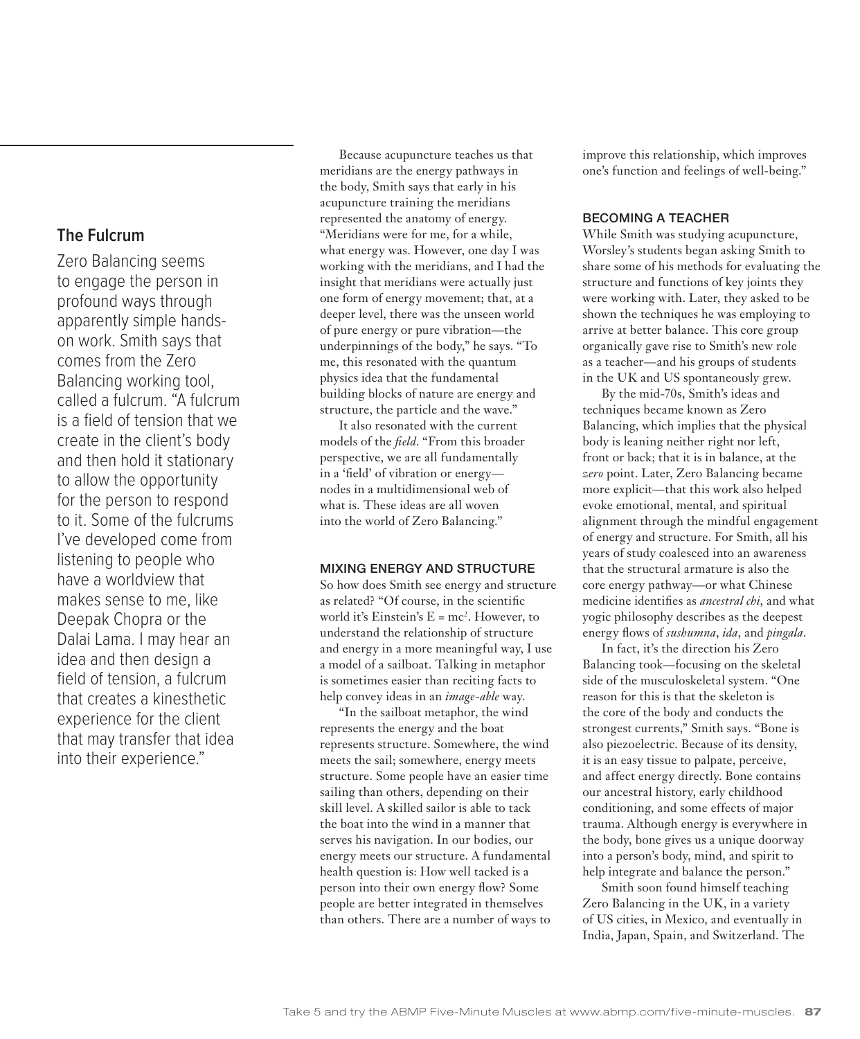### The Fulcrum

Zero Balancing seems to engage the person in profound ways through apparently simple hands-on work. Smith says that comes from the Zero Balancing working tool, called a fulcrum. "A fulcrum is a field of tension that we create in the client's body and then hold it stationary to allow the opportunity for the person to respond to it. Some of the fulcrums I've developed come from listening to people who have a worldview that makes sense to me, like Deepak Chopra or the Dalai Lama. I may hear an idea and then design a field of tension, a fulcrum that creates a kinesthetic experience for the client that may transfer that idea into their experience."

Because acupuncture teaches us that meridians are the energy pathways in the body, Smith says that early in his acupuncture training the meridians represented the anatomy of energy. "Meridians were for me, for a while, what energy was. However, one day I was working with the meridians, and I had the insight that meridians were actually just one form of energy movement; that, at a deeper level, there was the unseen world of pure energy or pure vibration—the underpinnings of the body," he says. "To me, this resonated with the quantum physics idea that the fundamental building blocks of nature are energy and structure, the particle and the wave."

It also resonated with the current models of the *field*. "From this broader perspective, we are all fundamentally in a 'field' of vibration or energy—nodes in a multidimensional web of what is. These ideas are all woven into the world of Zero Balancing."

#### MIXING ENERGY AND STRUCTURE

So how does Smith see energy and structure as related? "Of course, in the scientific world it's Einstein's $E = mc^2$. However, to understand the relationship of structure and energy in a more meaningful way, I use a model of a sailboat. Talking in metaphor is sometimes easier than reciting facts to help convey ideas in an *image-able* way.

"In the sailboat metaphor, the wind represents the energy and the boat represents structure. Somewhere, the wind meets the sail; somewhere, energy meets structure. Some people have an easier time sailing than others, depending on their skill level. A skilled sailor is able to tack the boat into the wind in a manner that serves his navigation. In our bodies, our energy meets our structure. A fundamental health question is: How well tacked is a person into their own energy flow? Some people are better integrated in themselves than others. There are a number of ways to improve this relationship, which improves one's function and feelings of well-being."

#### BECOMING A TEACHER

While Smith was studying acupuncture, Worsley's students began asking Smith to share some of his methods for evaluating the structure and functions of key joints they were working with. Later, they asked to be shown the techniques he was employing to arrive at better balance. This core group organically gave rise to Smith's new role as a teacher—and his groups of students in the UK and US spontaneously grew.

By the mid-70s, Smith's ideas and techniques became known as Zero Balancing, which implies that the physical body is leaning neither right nor left, front or back; that it is in balance, at the *zero* point. Later, Zero Balancing became more explicit—that this work also helped evoke emotional, mental, and spiritual alignment through the mindful engagement of energy and structure. For Smith, all his years of study coalesced into an awareness that the structural armature is also the core energy pathway—or what Chinese medicine identifies as *ancestral chi*, and what yogic philosophy describes as the deepest energy flows of *sushumna*, *ida*, and *pingala*.

In fact, it's the direction his Zero Balancing took—focusing on the skeletal side of the musculoskeletal system. "One reason for this is that the skeleton is the core of the body and conducts the strongest currents," Smith says. "Bone is also piezoelectric. Because of its density, it is an easy tissue to palpate, perceive, and affect energy directly. Bone contains our ancestral history, early childhood conditioning, and some effects of major trauma. Although energy is everywhere in the body, bone gives us a unique doorway into a person's body, mind, and spirit to help integrate and balance the person."

Smith soon found himself teaching Zero Balancing in the UK, in a variety of US cities, in Mexico, and eventually in India, Japan, Spain, and Switzerland. The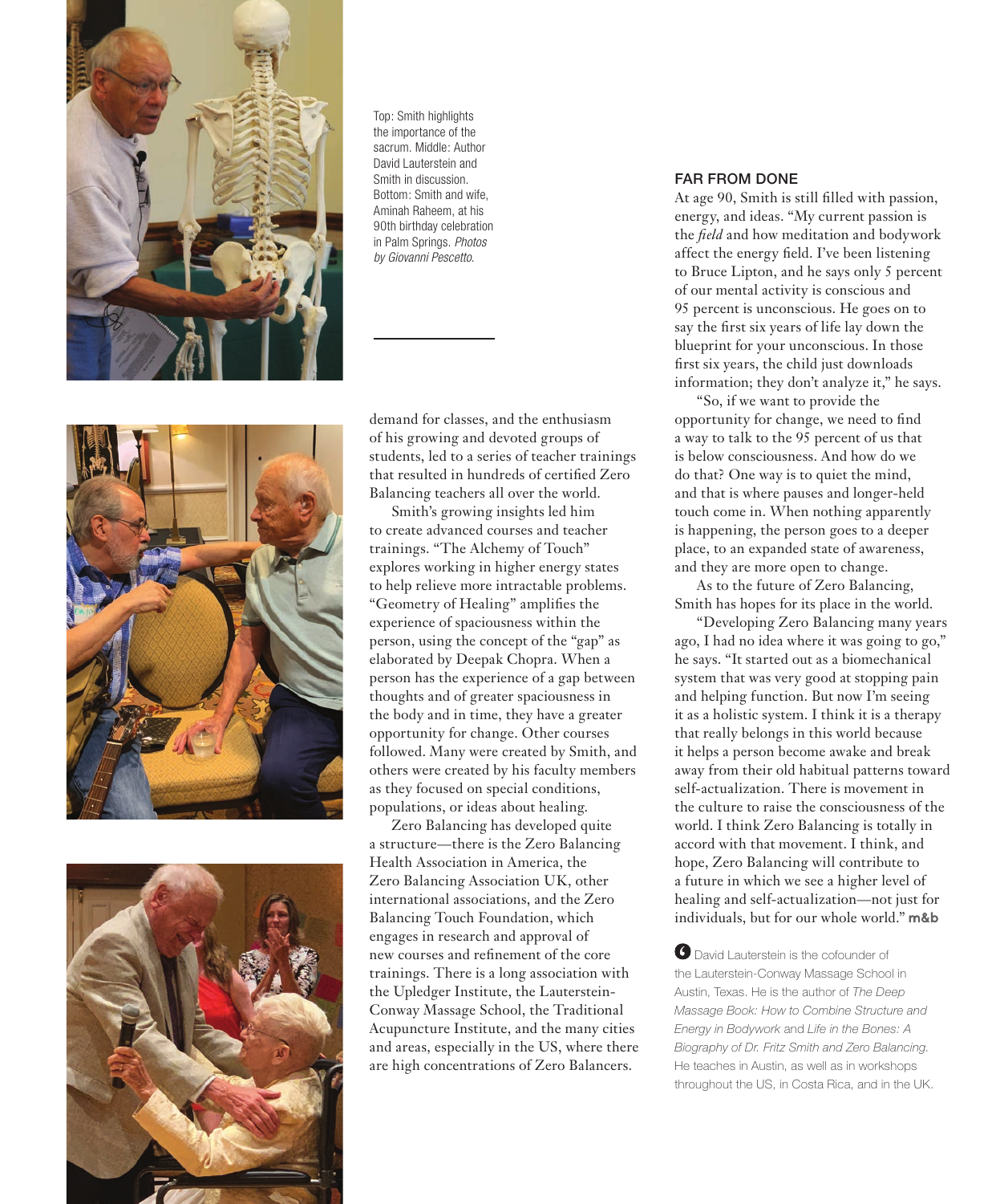Top: Smith highlights the importance of the sacrum. Middle: Author David Lauterstein and Smith in discussion. Bottom: Smith and wife, Aminah Raheem, at his 90th birthday celebration in Palm Springs. *Photos by Giovanni Pescetto.*

demand for classes, and the enthusiasm of his growing and devoted groups of students, led to a series of teacher trainings that resulted in hundreds of certified Zero Balancing teachers all over the world.

Smith's growing insights led him to create advanced courses and teacher trainings. "The Alchemy of Touch" explores working in higher energy states to help relieve more intractable problems. "Geometry of Healing" amplifies the experience of spaciousness within the person, using the concept of the "gap" as elaborated by Deepak Chopra. When a person has the experience of a gap between thoughts and of greater spaciousness in the body and in time, they have a greater opportunity for change. Other courses followed. Many were created by Smith, and others were created by his faculty members as they focused on special conditions, populations, or ideas about healing.

Zero Balancing has developed quite a structure—there is the Zero Balancing Health Association in America, the Zero Balancing Association UK, other international associations, and the Zero Balancing Touch Foundation, which engages in research and approval of new courses and refinement of the core trainings. There is a long association with the Upledger Institute, the Lauterstein-Conway Massage School, the Traditional Acupuncture Institute, and the many cities and areas, especially in the US, where there are high concentrations of Zero Balancers.

## FAR FROM DONE

At age 90, Smith is still filled with passion, energy, and ideas. "My current passion is the *field* and how meditation and bodywork affect the energy field. I've been listening to Bruce Lipton, and he says only 5 percent of our mental activity is conscious and 95 percent is unconscious. He goes on to say the first six years of life lay down the blueprint for your unconscious. In those first six years, the child just downloads information; they don't analyze it," he says.

"So, if we want to provide the opportunity for change, we need to find a way to talk to the 95 percent of us that is below consciousness. And how do we do that? One way is to quiet the mind, and that is where pauses and longer-held touch come in. When nothing apparently is happening, the person goes to a deeper place, to an expanded state of awareness, and they are more open to change.

As to the future of Zero Balancing, Smith has hopes for its place in the world.

"Developing Zero Balancing many years ago, I had no idea where it was going to go," he says. "It started out as a biomechanical system that was very good at stopping pain and helping function. But now I'm seeing it as a holistic system. I think it is a therapy that really belongs in this world because it helps a person become awake and break away from their old habitual patterns toward self-actualization. There is movement in the culture to raise the consciousness of the world. I think Zero Balancing is totally in accord with that movement. I think, and hope, Zero Balancing will contribute to a future in which we see a higher level of healing and self-actualization—not just for individuals, but for our whole world." **m&b**

David Lauterstein is the cofounder of the Lauterstein-Conway Massage School in Austin, Texas. He is the author of *The Deep Massage Book: How to Combine Structure and Energy in Bodywork* and *Life in the Bones: A Biography of Dr. Fritz Smith and Zero Balancing*. He teaches in Austin, as well as in workshops throughout the US, in Costa Rica, and in the UK.